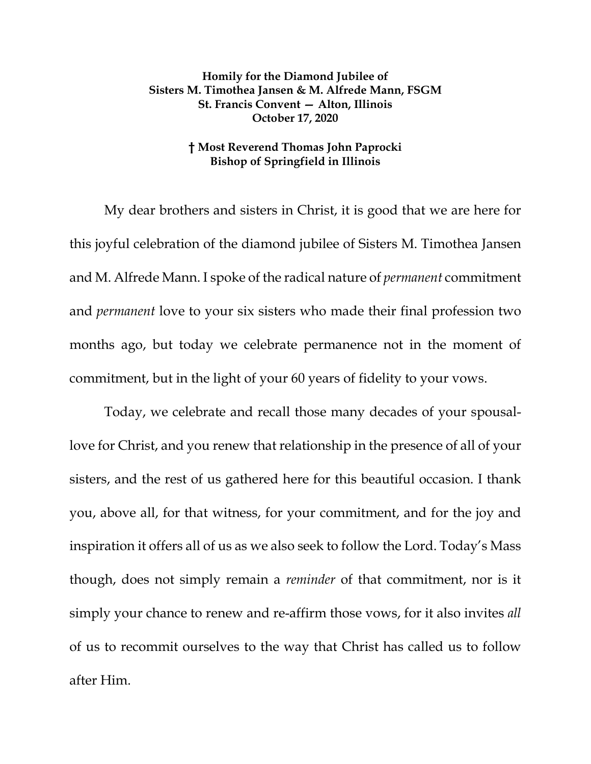**Homily for the Diamond Jubilee of**
**Sisters M. Timothea Jansen & M. Alfrede Mann, FSGM**
**St. Francis Convent — Alton, Illinois**
**October 17, 2020**

**† Most Reverend Thomas John Paprocki**
**Bishop of Springfield in Illinois**

My dear brothers and sisters in Christ, it is good that we are here for this joyful celebration of the diamond jubilee of Sisters M. Timothea Jansen and M. Alfrede Mann. I spoke of the radical nature of *permanent* commitment and *permanent* love to your six sisters who made their final profession two months ago, but today we celebrate permanence not in the moment of commitment, but in the light of your 60 years of fidelity to your vows.

Today, we celebrate and recall those many decades of your spousal-love for Christ, and you renew that relationship in the presence of all of your sisters, and the rest of us gathered here for this beautiful occasion. I thank you, above all, for that witness, for your commitment, and for the joy and inspiration it offers all of us as we also seek to follow the Lord. Today's Mass though, does not simply remain a *reminder* of that commitment, nor is it simply your chance to renew and re-affirm those vows, for it also invites *all* of us to recommit ourselves to the way that Christ has called us to follow after Him.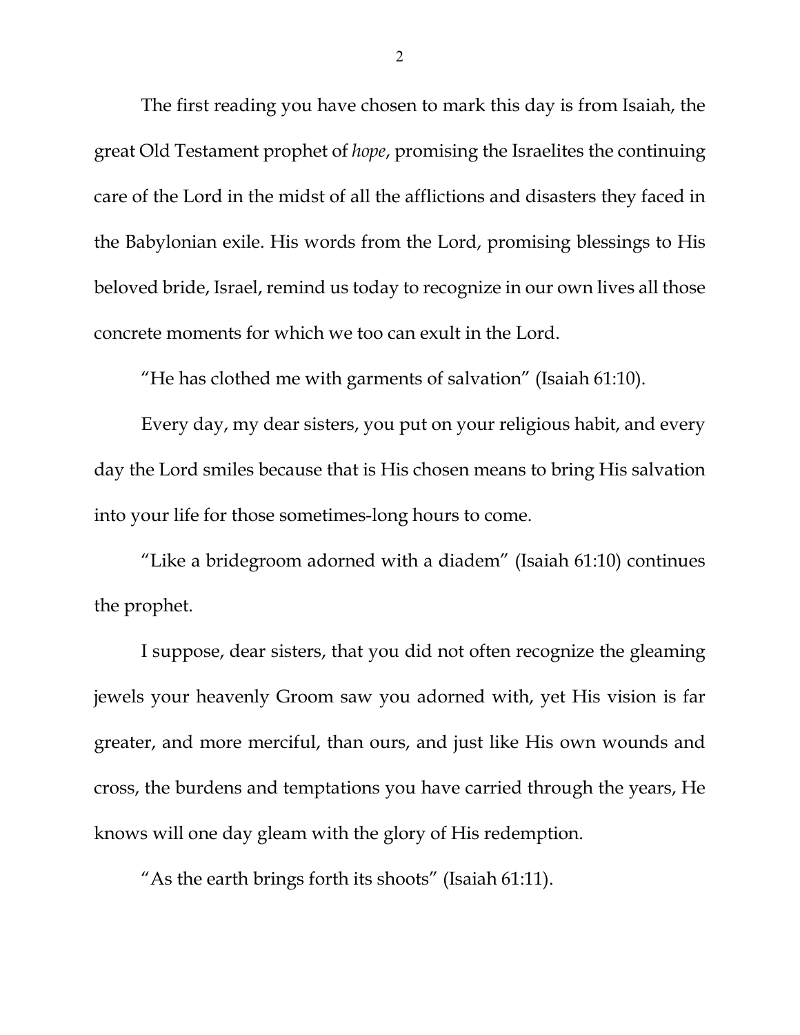The first reading you have chosen to mark this day is from Isaiah, the great Old Testament prophet of *hope*, promising the Israelites the continuing care of the Lord in the midst of all the afflictions and disasters they faced in the Babylonian exile. His words from the Lord, promising blessings to His beloved bride, Israel, remind us today to recognize in our own lives all those concrete moments for which we too can exult in the Lord.

"He has clothed me with garments of salvation" (Isaiah 61:10).

Every day, my dear sisters, you put on your religious habit, and every day the Lord smiles because that is His chosen means to bring His salvation into your life for those sometimes-long hours to come.

"Like a bridegroom adorned with a diadem" (Isaiah 61:10) continues the prophet.

I suppose, dear sisters, that you did not often recognize the gleaming jewels your heavenly Groom saw you adorned with, yet His vision is far greater, and more merciful, than ours, and just like His own wounds and cross, the burdens and temptations you have carried through the years, He knows will one day gleam with the glory of His redemption.

"As the earth brings forth its shoots" (Isaiah 61:11).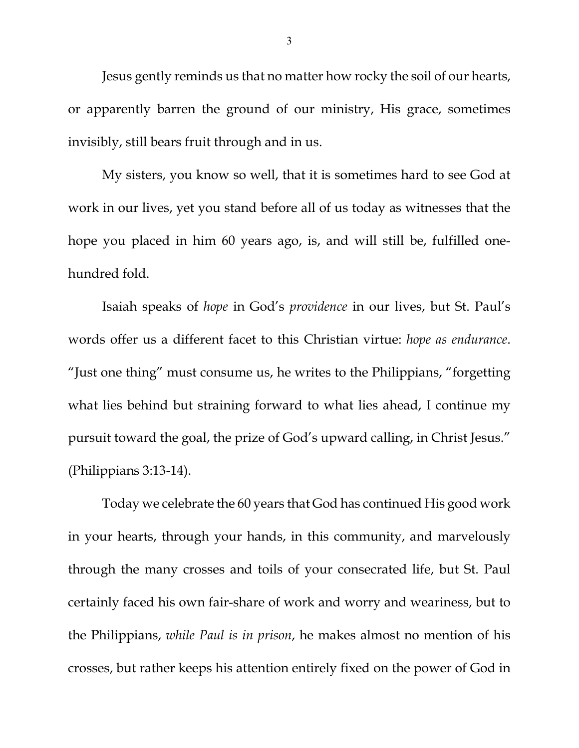Jesus gently reminds us that no matter how rocky the soil of our hearts, or apparently barren the ground of our ministry, His grace, sometimes invisibly, still bears fruit through and in us.

My sisters, you know so well, that it is sometimes hard to see God at work in our lives, yet you stand before all of us today as witnesses that the hope you placed in him 60 years ago, is, and will still be, fulfilled one-hundred fold.

Isaiah speaks of *hope* in God's *providence* in our lives, but St. Paul's words offer us a different facet to this Christian virtue: *hope as endurance*. "Just one thing" must consume us, he writes to the Philippians, "forgetting what lies behind but straining forward to what lies ahead, I continue my pursuit toward the goal, the prize of God's upward calling, in Christ Jesus." (Philippians 3:13-14).

Today we celebrate the 60 years that God has continued His good work in your hearts, through your hands, in this community, and marvelously through the many crosses and toils of your consecrated life, but St. Paul certainly faced his own fair-share of work and worry and weariness, but to the Philippians, *while Paul is in prison*, he makes almost no mention of his crosses, but rather keeps his attention entirely fixed on the power of God in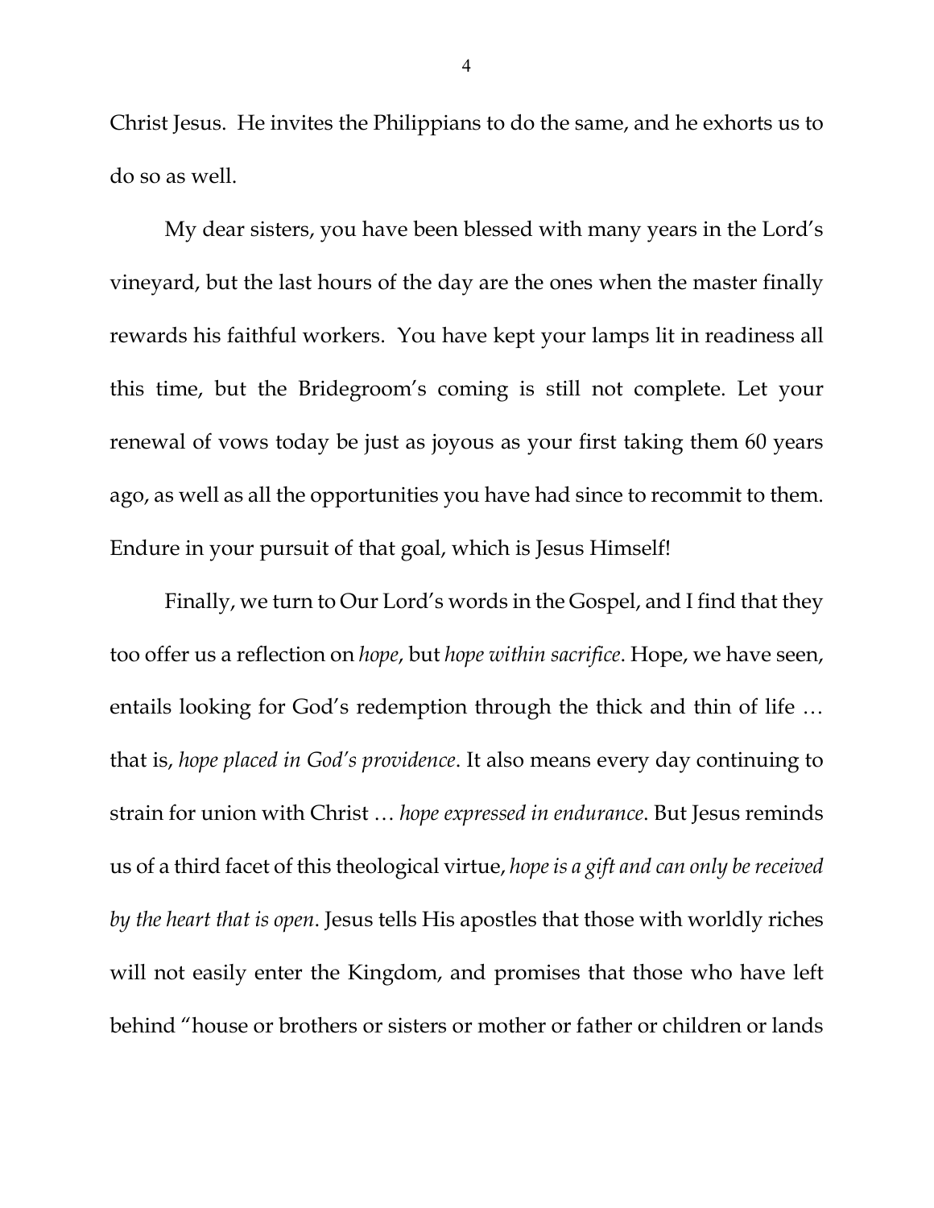Christ Jesus. He invites the Philippians to do the same, and he exhorts us to do so as well.

My dear sisters, you have been blessed with many years in the Lord's vineyard, but the last hours of the day are the ones when the master finally rewards his faithful workers. You have kept your lamps lit in readiness all this time, but the Bridegroom's coming is still not complete. Let your renewal of vows today be just as joyous as your first taking them 60 years ago, as well as all the opportunities you have had since to recommit to them. Endure in your pursuit of that goal, which is Jesus Himself!

Finally, we turn to Our Lord's words in the Gospel, and I find that they too offer us a reflection on *hope*, but *hope within sacrifice*. Hope, we have seen, entails looking for God's redemption through the thick and thin of life … that is, *hope placed in God's providence*. It also means every day continuing to strain for union with Christ … *hope expressed in endurance*. But Jesus reminds us of a third facet of this theological virtue, *hope is a gift and can only be received by the heart that is open*. Jesus tells His apostles that those with worldly riches will not easily enter the Kingdom, and promises that those who have left behind "house or brothers or sisters or mother or father or children or lands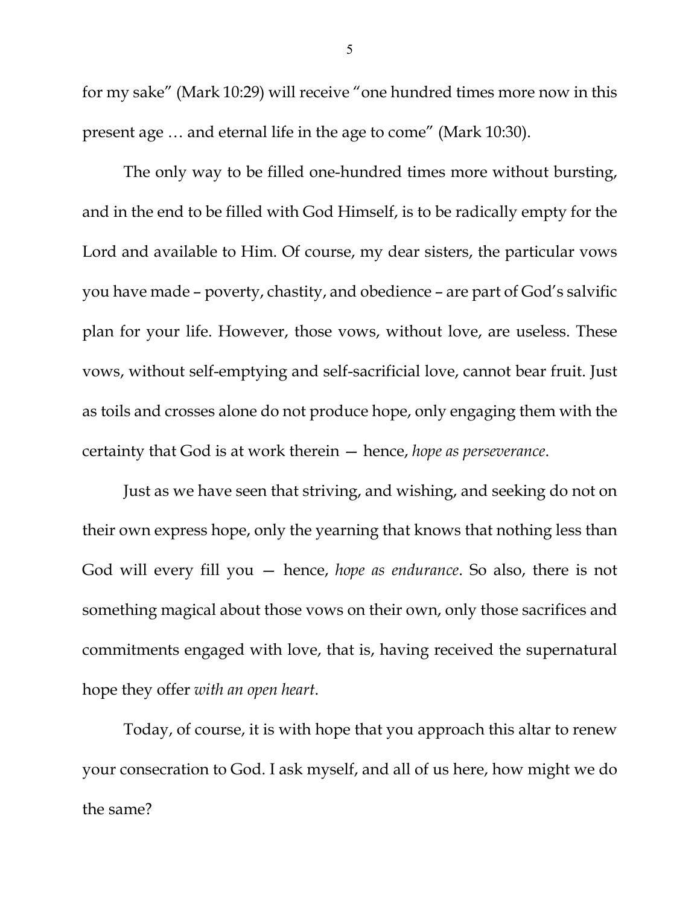for my sake" (Mark 10:29) will receive "one hundred times more now in this present age … and eternal life in the age to come" (Mark 10:30).

The only way to be filled one-hundred times more without bursting, and in the end to be filled with God Himself, is to be radically empty for the Lord and available to Him. Of course, my dear sisters, the particular vows you have made – poverty, chastity, and obedience – are part of God's salvific plan for your life. However, those vows, without love, are useless. These vows, without self-emptying and self-sacrificial love, cannot bear fruit. Just as toils and crosses alone do not produce hope, only engaging them with the certainty that God is at work therein — hence, *hope as perseverance*.

Just as we have seen that striving, and wishing, and seeking do not on their own express hope, only the yearning that knows that nothing less than God will every fill you — hence, *hope as endurance*. So also, there is not something magical about those vows on their own, only those sacrifices and commitments engaged with love, that is, having received the supernatural hope they offer *with an open heart*.

Today, of course, it is with hope that you approach this altar to renew your consecration to God. I ask myself, and all of us here, how might we do the same?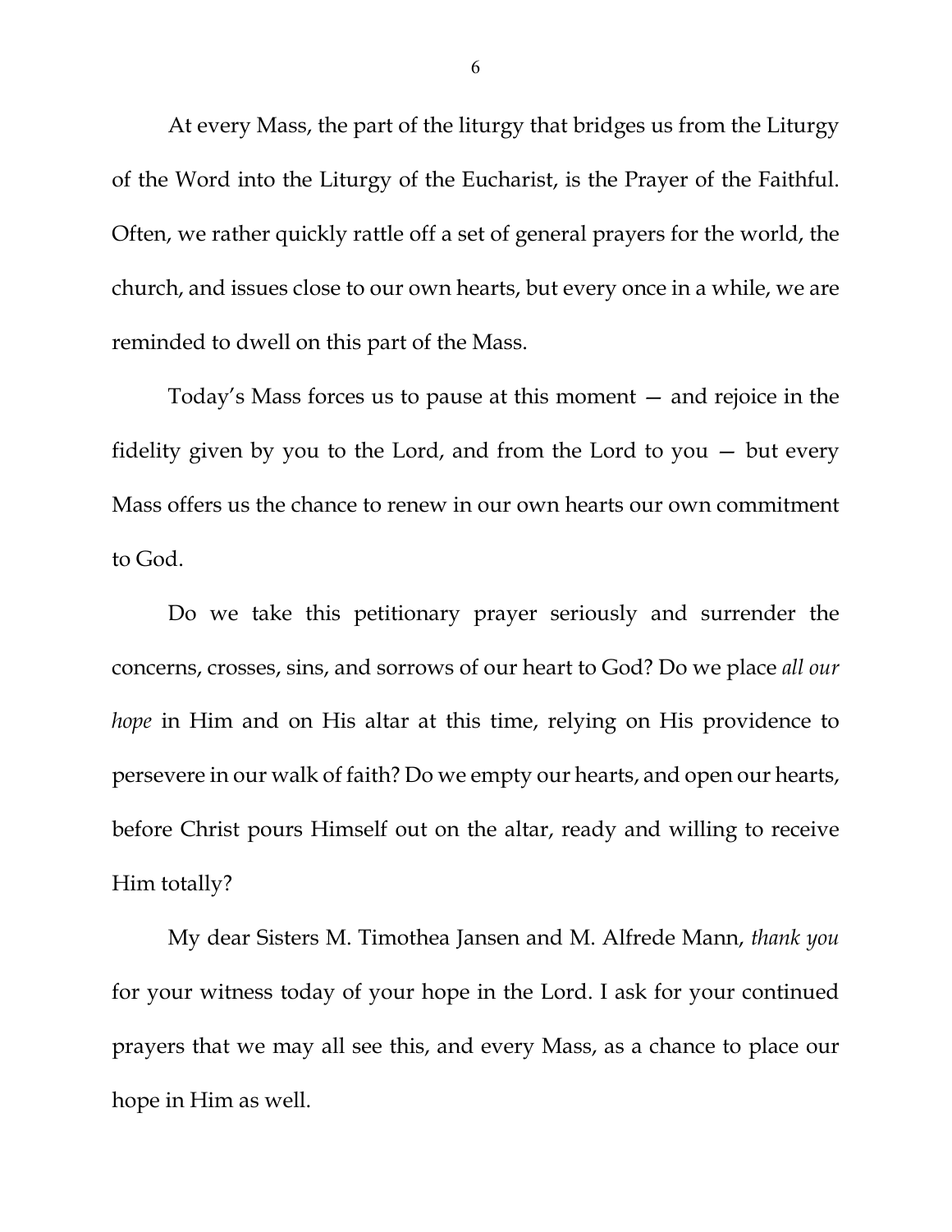At every Mass, the part of the liturgy that bridges us from the Liturgy of the Word into the Liturgy of the Eucharist, is the Prayer of the Faithful. Often, we rather quickly rattle off a set of general prayers for the world, the church, and issues close to our own hearts, but every once in a while, we are reminded to dwell on this part of the Mass.

Today's Mass forces us to pause at this moment — and rejoice in the fidelity given by you to the Lord, and from the Lord to you — but every Mass offers us the chance to renew in our own hearts our own commitment to God.

Do we take this petitionary prayer seriously and surrender the concerns, crosses, sins, and sorrows of our heart to God? Do we place *all our hope* in Him and on His altar at this time, relying on His providence to persevere in our walk of faith? Do we empty our hearts, and open our hearts, before Christ pours Himself out on the altar, ready and willing to receive Him totally?

My dear Sisters M. Timothea Jansen and M. Alfrede Mann, *thank you* for your witness today of your hope in the Lord. I ask for your continued prayers that we may all see this, and every Mass, as a chance to place our hope in Him as well.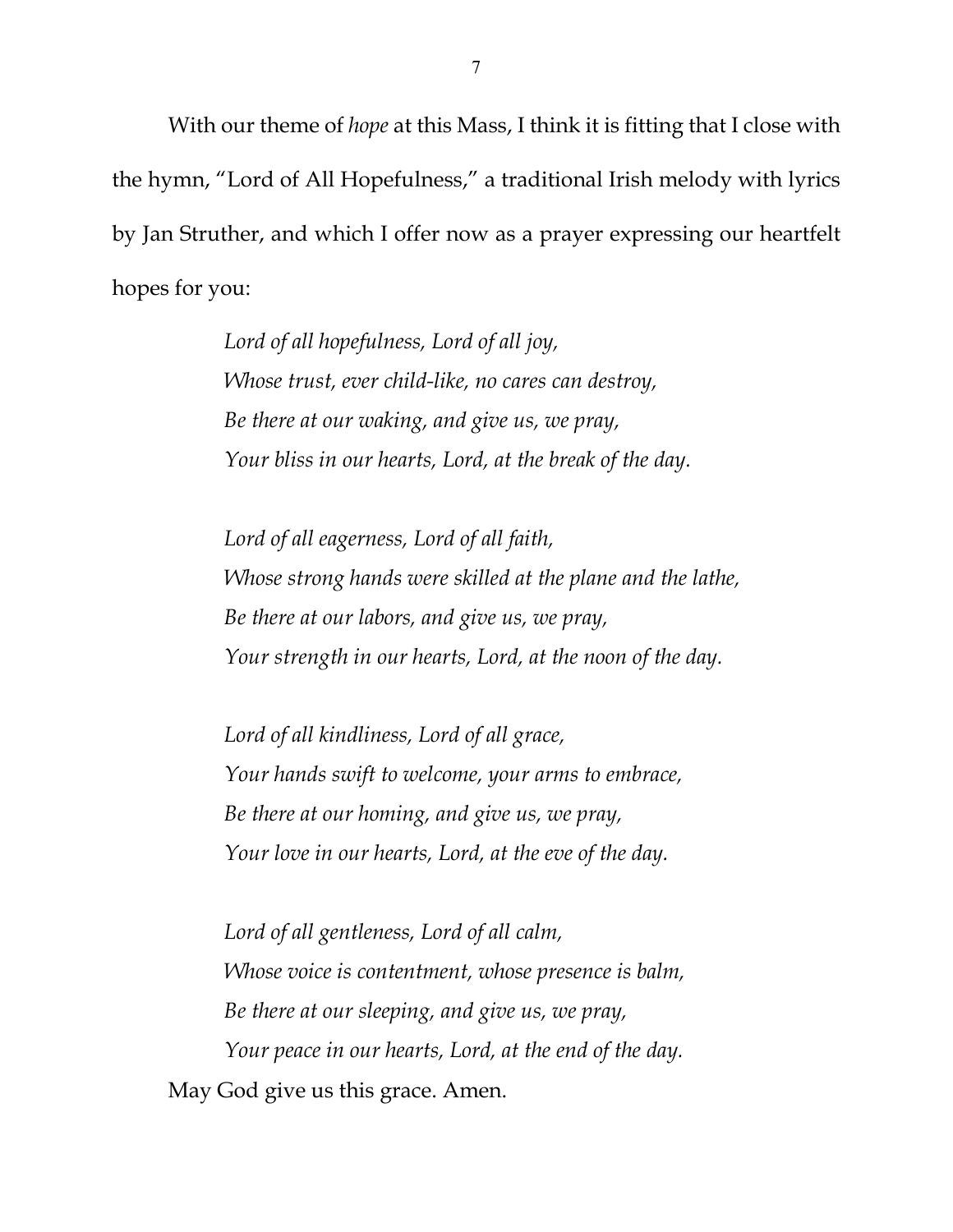With our theme of *hope* at this Mass, I think it is fitting that I close with the hymn, "Lord of All Hopefulness," a traditional Irish melody with lyrics by Jan Struther, and which I offer now as a prayer expressing our heartfelt hopes for you:

> *Lord of all hopefulness, Lord of all joy,*
> *Whose trust, ever child-like, no cares can destroy,*
> *Be there at our waking, and give us, we pray,*
> *Your bliss in our hearts, Lord, at the break of the day.*
>
> *Lord of all eagerness, Lord of all faith,*
> *Whose strong hands were skilled at the plane and the lathe,*
> *Be there at our labors, and give us, we pray,*
> *Your strength in our hearts, Lord, at the noon of the day.*
>
> *Lord of all kindliness, Lord of all grace,*
> *Your hands swift to welcome, your arms to embrace,*
> *Be there at our homing, and give us, we pray,*
> *Your love in our hearts, Lord, at the eve of the day.*
>
> *Lord of all gentleness, Lord of all calm,*
> *Whose voice is contentment, whose presence is balm,*
> *Be there at our sleeping, and give us, we pray,*
> *Your peace in our hearts, Lord, at the end of the day.*

May God give us this grace. Amen.